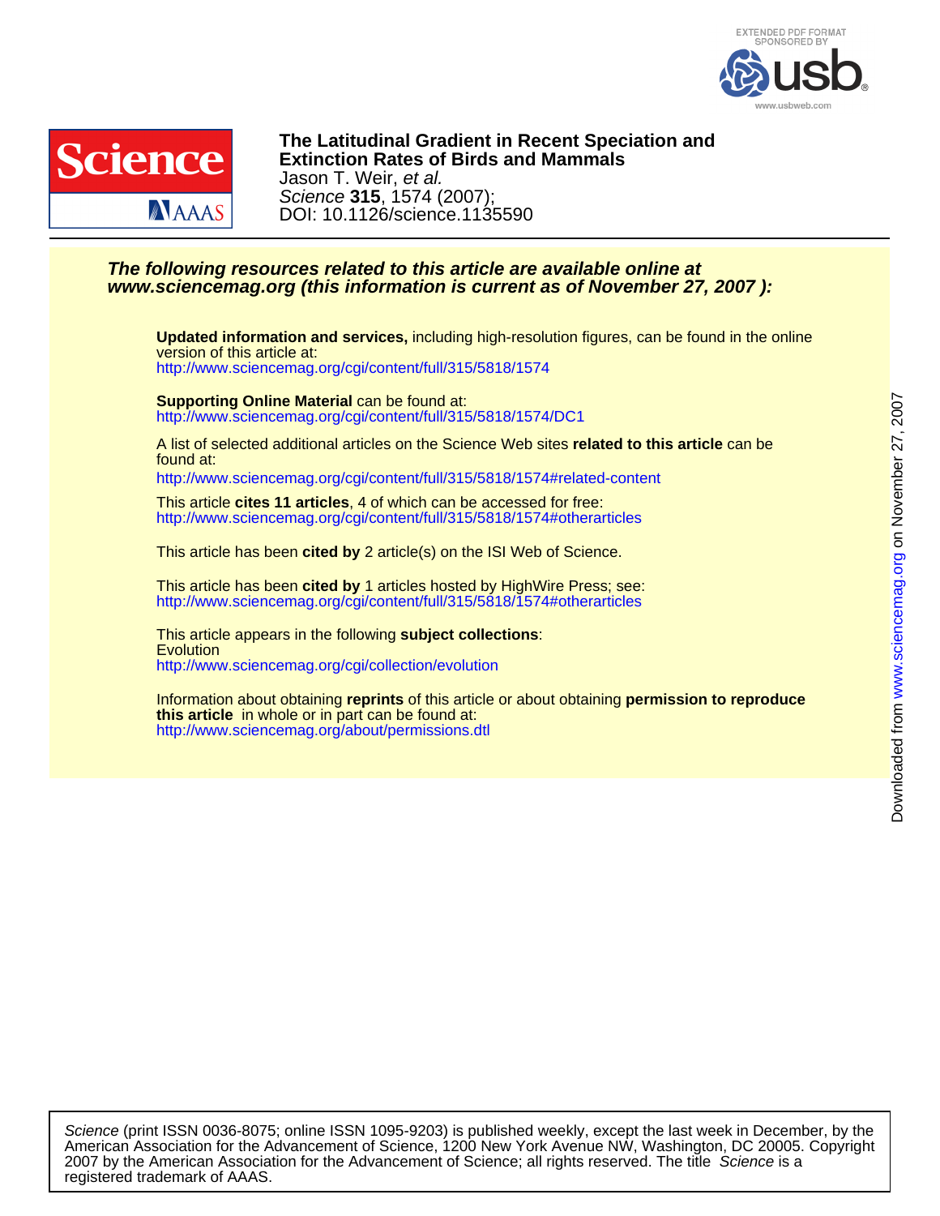# The Latitudinal Gradient in Recent Speciation and Extinction Rates of Birds and Mammals

Jason T. Weir, *et al.*

*Science* **315**, 1574 (2007);

DOI: 10.1126/science.1135590

***The following resources related to this article are available online at www.sciencemag.org (this information is current as of November 27, 2007 ):***

**Updated information and services,** including high-resolution figures, can be found in the online version of this article at:
http://www.sciencemag.org/cgi/content/full/315/5818/1574

**Supporting Online Material** can be found at:
http://www.sciencemag.org/cgi/content/full/315/5818/1574/DC1

A list of selected additional articles on the Science Web sites **related to this article** can be found at:
http://www.sciencemag.org/cgi/content/full/315/5818/1574#related-content

This article **cites 11 articles**, 4 of which can be accessed for free:
http://www.sciencemag.org/cgi/content/full/315/5818/1574#otherarticles

This article has been **cited by** 2 article(s) on the ISI Web of Science.

This article has been **cited by** 1 articles hosted by HighWire Press; see:
http://www.sciencemag.org/cgi/content/full/315/5818/1574#otherarticles

This article appears in the following **subject collections**:
Evolution
http://www.sciencemag.org/cgi/collection/evolution

Information about obtaining **reprints** of this article or about obtaining **permission to reproduce this article** in whole or in part can be found at:
http://www.sciencemag.org/about/permissions.dtl

*Science* (print ISSN 0036-8075; online ISSN 1095-9203) is published weekly, except the last week in December, by the American Association for the Advancement of Science, 1200 New York Avenue NW, Washington, DC 20005. Copyright 2007 by the American Association for the Advancement of Science; all rights reserved. The title *Science* is a registered trademark of AAAS.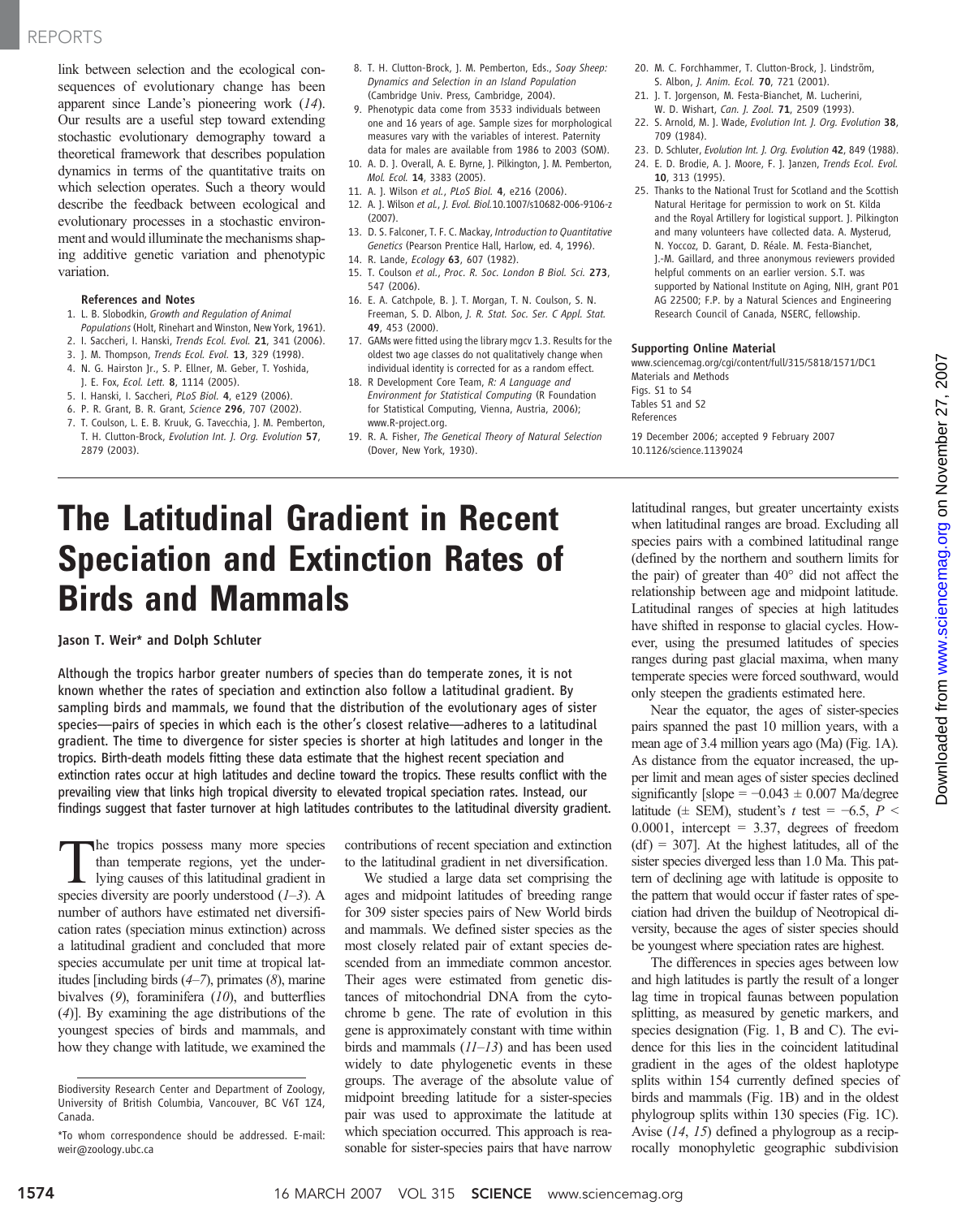link between selection and the ecological consequences of evolutionary change has been apparent since Lande's pioneering work (*14*). Our results are a useful step toward extending stochastic evolutionary demography toward a theoretical framework that describes population dynamics in terms of the quantitative traits on which selection operates. Such a theory would describe the feedback between ecological and evolutionary processes in a stochastic environment and would illuminate the mechanisms shaping additive genetic variation and phenotypic variation.

### References and Notes

1. L. B. Slobodkin, *Growth and Regulation of Animal Populations* (Holt, Rinehart and Winston, New York, 1961).
2. I. Saccheri, I. Hanski, *Trends Ecol. Evol.* **21**, 341 (2006).
3. J. M. Thompson, *Trends Ecol. Evol.* **13**, 329 (1998).
4. N. G. Hairston Jr., S. P. Ellner, M. Geber, T. Yoshida, J. E. Fox, *Ecol. Lett.* **8**, 1114 (2005).
5. I. Hanski, I. Saccheri, *PLoS Biol.* **4**, e129 (2006).
6. P. R. Grant, B. R. Grant, *Science* **296**, 707 (2002).
7. T. Coulson, L. E. B. Kruuk, G. Tavecchia, J. M. Pemberton, T. H. Clutton-Brock, *Evolution Int. J. Org. Evolution* **57**, 2879 (2003).
8. T. H. Clutton-Brock, J. M. Pemberton, Eds., *Soay Sheep: Dynamics and Selection in an Island Population* (Cambridge Univ. Press, Cambridge, 2004).
9. Phenotypic data come from 3533 individuals between one and 16 years of age. Sample sizes for morphological measures vary with the variables of interest. Paternity data for males are available from 1986 to 2003 (SOM).
10. A. D. J. Overall, A. E. Byrne, J. Pilkington, J. M. Pemberton, *Mol. Ecol.* **14**, 3383 (2005).
11. A. J. Wilson *et al.*, *PLoS Biol.* **4**, e216 (2006).
12. A. J. Wilson *et al.*, *J. Evol. Biol.*10.1007/s10682-006-9106-z (2007).
13. D. S. Falconer, T. F. C. Mackay, *Introduction to Quantitative Genetics* (Pearson Prentice Hall, Harlow, ed. 4, 1996).
14. R. Lande, *Ecology* **63**, 607 (1982).
15. T. Coulson *et al.*, *Proc. R. Soc. London B Biol. Sci.* **273**, 547 (2006).
16. E. A. Catchpole, B. J. T. Morgan, T. N. Coulson, S. N. Freeman, S. D. Albon, *J. R. Stat. Soc. Ser. C Appl. Stat.* **49**, 453 (2000).
17. GAMs were fitted using the library mgcv 1.3. Results for the oldest two age classes do not qualitatively change when individual identity is corrected for as a random effect.
18. R Development Core Team, *R: A Language and Environment for Statistical Computing* (R Foundation for Statistical Computing, Vienna, Austria, 2006); www.R-project.org.
19. R. A. Fisher, *The Genetical Theory of Natural Selection* (Dover, New York, 1930).
20. M. C. Forchhammer, T. Clutton-Brock, J. Lindström, S. Albon, *J. Anim. Ecol.* **70**, 721 (2001).
21. J. T. Jorgenson, M. Festa-Bianchet, M. Lucherini, W. D. Wishart, *Can. J. Zool.* **71**, 2509 (1993).
22. S. Arnold, M. J. Wade, *Evolution Int. J. Org. Evolution* **38**, 709 (1984).
23. D. Schluter, *Evolution Int. J. Org. Evolution* **42**, 849 (1988).
24. E. D. Brodie, A. J. Moore, F. J. Janzen, *Trends Ecol. Evol.* **10**, 313 (1995).
25. Thanks to the National Trust for Scotland and the Scottish Natural Heritage for permission to work on St. Kilda and the Royal Artillery for logistical support. J. Pilkington and many volunteers have collected data. A. Mysterud, N. Yoccoz, D. Garant, D. Réale. M. Festa-Bianchet, J.-M. Gaillard, and three anonymous reviewers provided helpful comments on an earlier version. S.T. was supported by National Institute on Aging, NIH, grant P01 AG 22500; F.P. by a Natural Sciences and Engineering Research Council of Canada, NSERC, fellowship.

**Supporting Online Material**
www.sciencemag.org/cgi/content/full/315/5818/1571/DC1
Materials and Methods
Figs. S1 to S4
Tables S1 and S2
References

19 December 2006; accepted 9 February 2007
10.1126/science.1139024

# The Latitudinal Gradient in Recent Speciation and Extinction Rates of Birds and Mammals

**Jason T. Weir\* and Dolph Schluter**

Although the tropics harbor greater numbers of species than do temperate zones, it is not known whether the rates of speciation and extinction also follow a latitudinal gradient. By sampling birds and mammals, we found that the distribution of the evolutionary ages of sister species—pairs of species in which each is the other's closest relative—adheres to a latitudinal gradient. The time to divergence for sister species is shorter at high latitudes and longer in the tropics. Birth-death models fitting these data estimate that the highest recent speciation and extinction rates occur at high latitudes and decline toward the tropics. These results conflict with the prevailing view that links high tropical diversity to elevated tropical speciation rates. Instead, our findings suggest that faster turnover at high latitudes contributes to the latitudinal diversity gradient.

The tropics possess many more species than temperate regions, yet the underlying causes of this latitudinal gradient in species diversity are poorly understood (*1*–*3*). A number of authors have estimated net diversification rates (speciation minus extinction) across a latitudinal gradient and concluded that more species accumulate per unit time at tropical latitudes [including birds (*4*–*7*), primates (*8*), marine bivalves (*9*), foraminifera (*10*), and butterflies (*4*)]. By examining the age distributions of the youngest species of birds and mammals, and how they change with latitude, we examined the contributions of recent speciation and extinction to the latitudinal gradient in net diversification.

We studied a large data set comprising the ages and midpoint latitudes of breeding range for 309 sister species pairs of New World birds and mammals. We defined sister species as the most closely related pair of extant species descended from an immediate common ancestor. Their ages were estimated from genetic distances of mitochondrial DNA from the cytochrome b gene. The rate of evolution in this gene is approximately constant with time within birds and mammals (*11*–*13*) and has been used widely to date phylogenetic events in these groups. The average of the absolute value of midpoint breeding latitude for a sister-species pair was used to approximate the latitude at which speciation occurred. This approach is reasonable for sister-species pairs that have narrow latitudinal ranges, but greater uncertainty exists when latitudinal ranges are broad. Excluding all species pairs with a combined latitudinal range (defined by the northern and southern limits for the pair) of greater than 40° did not affect the relationship between age and midpoint latitude. Latitudinal ranges of species at high latitudes have shifted in response to glacial cycles. However, using the presumed latitudes of species ranges during past glacial maxima, when many temperate species were forced southward, would only steepen the gradients estimated here.

Near the equator, the ages of sister-species pairs spanned the past 10 million years, with a mean age of 3.4 million years ago (Ma) (Fig. 1A). As distance from the equator increased, the upper limit and mean ages of sister species declined significantly [slope = −0.043 ± 0.007 Ma/degree latitude (± SEM), student's $t$ test = −6.5, $P <$ 0.0001, intercept = 3.37, degrees of freedom (df) = 307]. At the highest latitudes, all of the sister species diverged less than 1.0 Ma. This pattern of declining age with latitude is opposite to the pattern that would occur if faster rates of speciation had driven the buildup of Neotropical diversity, because the ages of sister species should be youngest where speciation rates are highest.

The differences in species ages between low and high latitudes is partly the result of a longer lag time in tropical faunas between population splitting, as measured by genetic markers, and species designation (Fig. 1, B and C). The evidence for this lies in the coincident latitudinal gradient in the ages of the oldest haplotype splits within 154 currently defined species of birds and mammals (Fig. 1B) and in the oldest phylogroup splits within 130 species (Fig. 1C). Avise (*14*, *15*) defined a phylogroup as a reciprocally monophyletic geographic subdivision

Biodiversity Research Center and Department of Zoology, University of British Columbia, Vancouver, BC V6T 1Z4, Canada.

\*To whom correspondence should be addressed. E-mail: weir@zoology.ubc.ca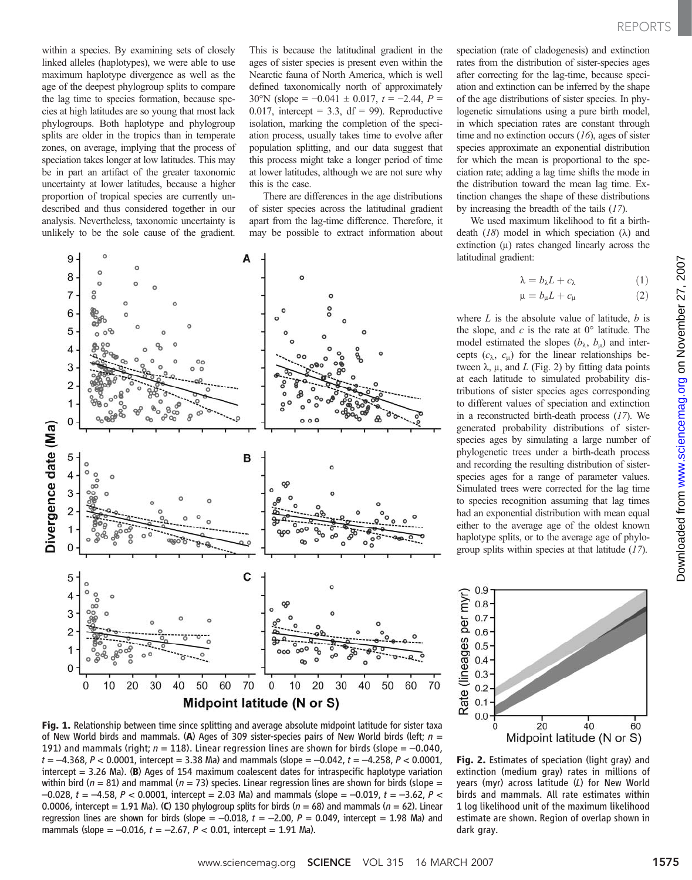within a species. By examining sets of closely linked alleles (haplotypes), we were able to use maximum haplotype divergence as well as the age of the deepest phylogroup splits to compare the lag time to species formation, because species at high latitudes are so young that most lack phylogroups. Both haplotype and phylogroup splits are older in the tropics than in temperate zones, on average, implying that the process of speciation takes longer at low latitudes. This may be in part an artifact of the greater taxonomic uncertainty at lower latitudes, because a higher proportion of tropical species are currently undescribed and thus considered together in our analysis. Nevertheless, taxonomic uncertainty is unlikely to be the sole cause of the gradient. This is because the latitudinal gradient in the ages of sister species is present even within the Nearctic fauna of North America, which is well defined taxonomically north of approximately 30°N (slope = −0.041 ± 0.017, $t$ = −2.44, $P$ = 0.017, intercept = 3.3, df = 99). Reproductive isolation, marking the completion of the speciation process, usually takes time to evolve after population splitting, and our data suggest that this process might take a longer period of time at lower latitudes, although we are not sure why this is the case.

There are differences in the age distributions of sister species across the latitudinal gradient apart from the lag-time difference. Therefore, it may be possible to extract information about speciation (rate of cladogenesis) and extinction rates from the distribution of sister-species ages after correcting for the lag-time, because speciation and extinction can be inferred by the shape of the age distributions of sister species. In phylogenetic simulations using a pure birth model, in which speciation rates are constant through time and no extinction occurs (16), ages of sister species approximate an exponential distribution for which the mean is proportional to the speciation rate; adding a lag time shifts the mode in the distribution toward the mean lag time. Extinction changes the shape of these distributions by increasing the breadth of the tails (17).

We used maximum likelihood to fit a birth-death (18) model in which speciation (λ) and extinction (μ) rates changed linearly across the latitudinal gradient:

$$\lambda = b_{\lambda}L + c_{\lambda} \quad (1)$$

$$\mu = b_{\mu}L + c_{\mu} \quad (2)$$

where $L$ is the absolute value of latitude, $b$ is the slope, and $c$ is the rate at 0° latitude. The model estimated the slopes ($b_{\lambda}$, $b_{\mu}$) and intercepts ($c_{\lambda}$, $c_{\mu}$) for the linear relationships between λ, μ, and $L$ (Fig. 2) by fitting data points at each latitude to simulated probability distributions of sister species ages corresponding to different values of speciation and extinction in a reconstructed birth-death process (17). We generated probability distributions of sister-species ages by simulating a large number of phylogenetic trees under a birth-death process and recording the resulting distribution of sister-species ages for a range of parameter values. Simulated trees were corrected for the lag time to species recognition assuming that lag times had an exponential distribution with mean equal either to the average age of the oldest known haplotype splits, or to the average age of phylogroup splits within species at that latitude (17).

Divergence date (Ma)

A

B

C

Midpoint latitude (N or S)

**Fig. 1.** Relationship between time since splitting and average absolute midpoint latitude for sister taxa of New World birds and mammals. (**A**) Ages of 309 sister-species pairs of New World birds (left; $n$ = 191) and mammals (right; $n$ = 118). Linear regression lines are shown for birds (slope = −0.040, $t$ = −4.368, $P$ < 0.0001, intercept = 3.38 Ma) and mammals (slope = −0.042, $t$ = −4.258, $P$ < 0.0001, intercept = 3.26 Ma). (**B**) Ages of 154 maximum coalescent dates for intraspecific haplotype variation within bird ($n$ = 81) and mammal ($n$ = 73) species. Linear regression lines are shown for birds (slope = −0.028, $t$ = −4.58, $P$ < 0.0001, intercept = 2.03 Ma) and mammals (slope = −0.019, $t$ = −3.62, $P$ < 0.0006, intercept = 1.91 Ma). (**C**) 130 phylogroup splits for birds ($n$ = 68) and mammals ($n$ = 62). Linear regression lines are shown for birds (slope = −0.018, $t$ = −2.00, $P$ = 0.049, intercept = 1.98 Ma) and mammals (slope = −0.016, $t$ = −2.67, $P$ < 0.01, intercept = 1.91 Ma).

Rate (lineages per myr)

Midpoint latitude (N or S)

**Fig. 2.** Estimates of speciation (light gray) and extinction (medium gray) rates in millions of years (myr) across latitude ($L$) for New World birds and mammals. All rate estimates within 1 log likelihood unit of the maximum likelihood estimate are shown. Region of overlap shown in dark gray.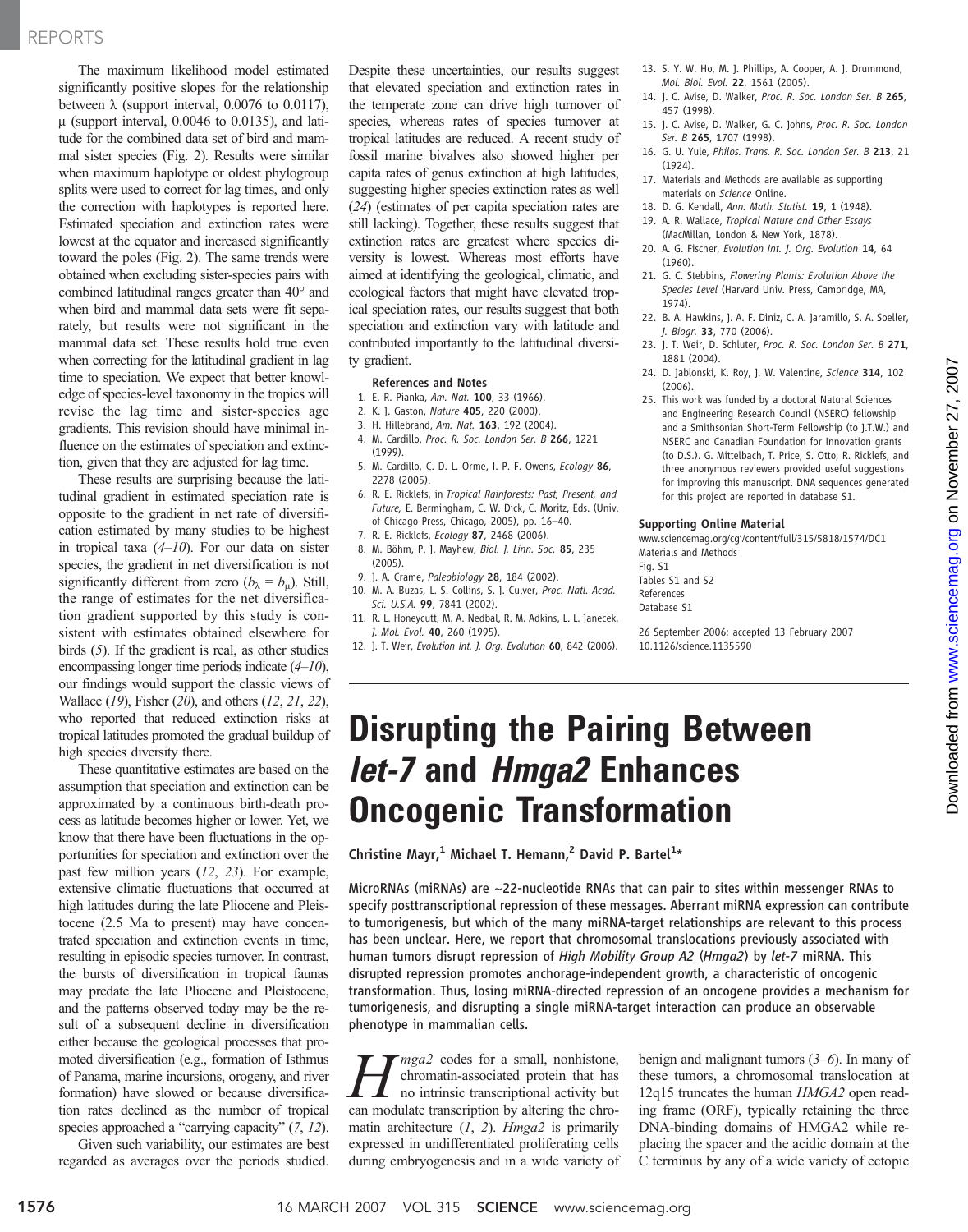The maximum likelihood model estimated significantly positive slopes for the relationship between λ (support interval, 0.0076 to 0.0117), μ (support interval, 0.0046 to 0.0135), and latitude for the combined data set of bird and mammal sister species (Fig. 2). Results were similar when maximum haplotype or oldest phylogroup splits were used to correct for lag times, and only the correction with haplotypes is reported here. Estimated speciation and extinction rates were lowest at the equator and increased significantly toward the poles (Fig. 2). The same trends were obtained when excluding sister-species pairs with combined latitudinal ranges greater than 40° and when bird and mammal data sets were fit separately, but results were not significant in the mammal data set. These results hold true even when correcting for the latitudinal gradient in lag time to speciation. We expect that better knowledge of species-level taxonomy in the tropics will revise the lag time and sister-species age gradients. This revision should have minimal influence on the estimates of speciation and extinction, given that they are adjusted for lag time.

These results are surprising because the latitudinal gradient in estimated speciation rate is opposite to the gradient in net rate of diversification estimated by many studies to be highest in tropical taxa (*4*–*10*). For our data on sister species, the gradient in net diversification is not significantly different from zero ($b_\lambda = b_\mu$). Still, the range of estimates for the net diversification gradient supported by this study is consistent with estimates obtained elsewhere for birds (*5*). If the gradient is real, as other studies encompassing longer time periods indicate (*4*–*10*), our findings would support the classic views of Wallace (*19*), Fisher (*20*), and others (*12*, *21*, *22*), who reported that reduced extinction risks at tropical latitudes promoted the gradual buildup of high species diversity there.

These quantitative estimates are based on the assumption that speciation and extinction can be approximated by a continuous birth-death process as latitude becomes higher or lower. Yet, we know that there have been fluctuations in the opportunities for speciation and extinction over the past few million years (*12*, *23*). For example, extensive climatic fluctuations that occurred at high latitudes during the late Pliocene and Pleistocene (2.5 Ma to present) may have concentrated speciation and extinction events in time, resulting in episodic species turnover. In contrast, the bursts of diversification in tropical faunas may predate the late Pliocene and Pleistocene, and the patterns observed today may be the result of a subsequent decline in diversification either because the geological processes that promoted diversification (e.g., formation of Isthmus of Panama, marine incursions, orogeny, and river formation) have slowed or because diversification rates declined as the number of tropical species approached a "carrying capacity" (*7*, *12*).

Given such variability, our estimates are best regarded as averages over the periods studied. Despite these uncertainties, our results suggest that elevated speciation and extinction rates in the temperate zone can drive high turnover of species, whereas rates of species turnover at tropical latitudes are reduced. A recent study of fossil marine bivalves also showed higher per capita rates of genus extinction at high latitudes, suggesting higher species extinction rates as well (*24*) (estimates of per capita speciation rates are still lacking). Together, these results suggest that extinction rates are greatest where species diversity is lowest. Whereas most efforts have aimed at identifying the geological, climatic, and ecological factors that might have elevated tropical speciation rates, our results suggest that both speciation and extinction vary with latitude and contributed importantly to the latitudinal diversity gradient.

### References and Notes

1. E. R. Pianka, *Am. Nat.* **100**, 33 (1966).
2. K. J. Gaston, *Nature* **405**, 220 (2000).
3. H. Hillebrand, *Am. Nat.* **163**, 192 (2004).
4. M. Cardillo, *Proc. R. Soc. London Ser. B* **266**, 1221 (1999).
5. M. Cardillo, C. D. L. Orme, I. P. F. Owens, *Ecology* **86**, 2278 (2005).
6. R. E. Ricklefs, in *Tropical Rainforests: Past, Present, and Future*, E. Bermingham, C. W. Dick, C. Moritz, Eds. (Univ. of Chicago Press, Chicago, 2005), pp. 16–40.
7. R. E. Ricklefs, *Ecology* **87**, 2468 (2006).
8. M. Böhm, P. J. Mayhew, *Biol. J. Linn. Soc.* **85**, 235 (2005).
9. J. A. Crame, *Paleobiology* **28**, 184 (2002).
10. M. A. Buzas, L. S. Collins, S. J. Culver, *Proc. Natl. Acad. Sci. U.S.A.* **99**, 7841 (2002).
11. R. L. Honeycutt, M. A. Nedbal, R. M. Adkins, L. L. Janecek, *J. Mol. Evol.* **40**, 260 (1995).
12. J. T. Weir, *Evolution Int. J. Org. Evolution* **60**, 842 (2006).
13. S. Y. W. Ho, M. J. Phillips, A. Cooper, A. J. Drummond, *Mol. Biol. Evol.* **22**, 1561 (2005).
14. J. C. Avise, D. Walker, *Proc. R. Soc. London Ser. B* **265**, 457 (1998).
15. J. C. Avise, D. Walker, G. C. Johns, *Proc. R. Soc. London Ser. B* **265**, 1707 (1998).
16. G. U. Yule, *Philos. Trans. R. Soc. London Ser. B* **213**, 21 (1924).
17. Materials and Methods are available as supporting materials on *Science* Online.
18. D. G. Kendall, *Ann. Math. Statist.* **19**, 1 (1948).
19. A. R. Wallace, *Tropical Nature and Other Essays* (MacMillan, London & New York, 1878).
20. A. G. Fischer, *Evolution Int. J. Org. Evolution* **14**, 64 (1960).
21. G. C. Stebbins, *Flowering Plants: Evolution Above the Species Level* (Harvard Univ. Press, Cambridge, MA, 1974).
22. B. A. Hawkins, J. A. F. Diniz, C. A. Jaramillo, S. A. Soeller, *J. Biogr.* **33**, 770 (2006).
23. J. T. Weir, D. Schluter, *Proc. R. Soc. London Ser. B* **271**, 1881 (2004).
24. D. Jablonski, K. Roy, J. W. Valentine, *Science* **314**, 102 (2006).
25. This work was funded by a doctoral Natural Sciences and Engineering Research Council (NSERC) fellowship and a Smithsonian Short-Term Fellowship (to J.T.W.) and NSERC and Canadian Foundation for Innovation grants (to D.S.). G. Mittelbach, T. Price, S. Otto, R. Ricklefs, and three anonymous reviewers provided useful suggestions for improving this manuscript. DNA sequences generated for this project are reported in database S1.

### Supporting Online Material

www.sciencemag.org/cgi/content/full/315/5818/1574/DC1
Materials and Methods
Fig. S1
Tables S1 and S2
References
Database S1

26 September 2006; accepted 13 February 2007
10.1126/science.1135590

# Disrupting the Pairing Between *let-7* and *Hmga2* Enhances Oncogenic Transformation

**Christine Mayr,[1] Michael T. Hemann,[2] David P. Bartel[1]***

**MicroRNAs (miRNAs) are ~22-nucleotide RNAs that can pair to sites within messenger RNAs to specify posttranscriptional repression of these messages. Aberrant miRNA expression can contribute to tumorigenesis, but which of the many miRNA-target relationships are relevant to this process has been unclear. Here, we report that chromosomal translocations previously associated with human tumors disrupt repression of *High Mobility Group A2* (*Hmga2*) by *let-7* miRNA. This disrupted repression promotes anchorage-independent growth, a characteristic of oncogenic transformation. Thus, losing miRNA-directed repression of an oncogene provides a mechanism for tumorigenesis, and disrupting a single miRNA-target interaction can produce an observable phenotype in mammalian cells.**

*Hmga2* codes for a small, nonhistone, chromatin-associated protein that has no intrinsic transcriptional activity but can modulate transcription by altering the chromatin architecture (*1*, *2*). *Hmga2* is primarily expressed in undifferentiated proliferating cells during embryogenesis and in a wide variety of benign and malignant tumors (*3*–*6*). In many of these tumors, a chromosomal translocation at 12q15 truncates the human *HMGA2* open reading frame (ORF), typically retaining the three DNA-binding domains of HMGA2 while replacing the spacer and the acidic domain at the C terminus by any of a wide variety of ectopic